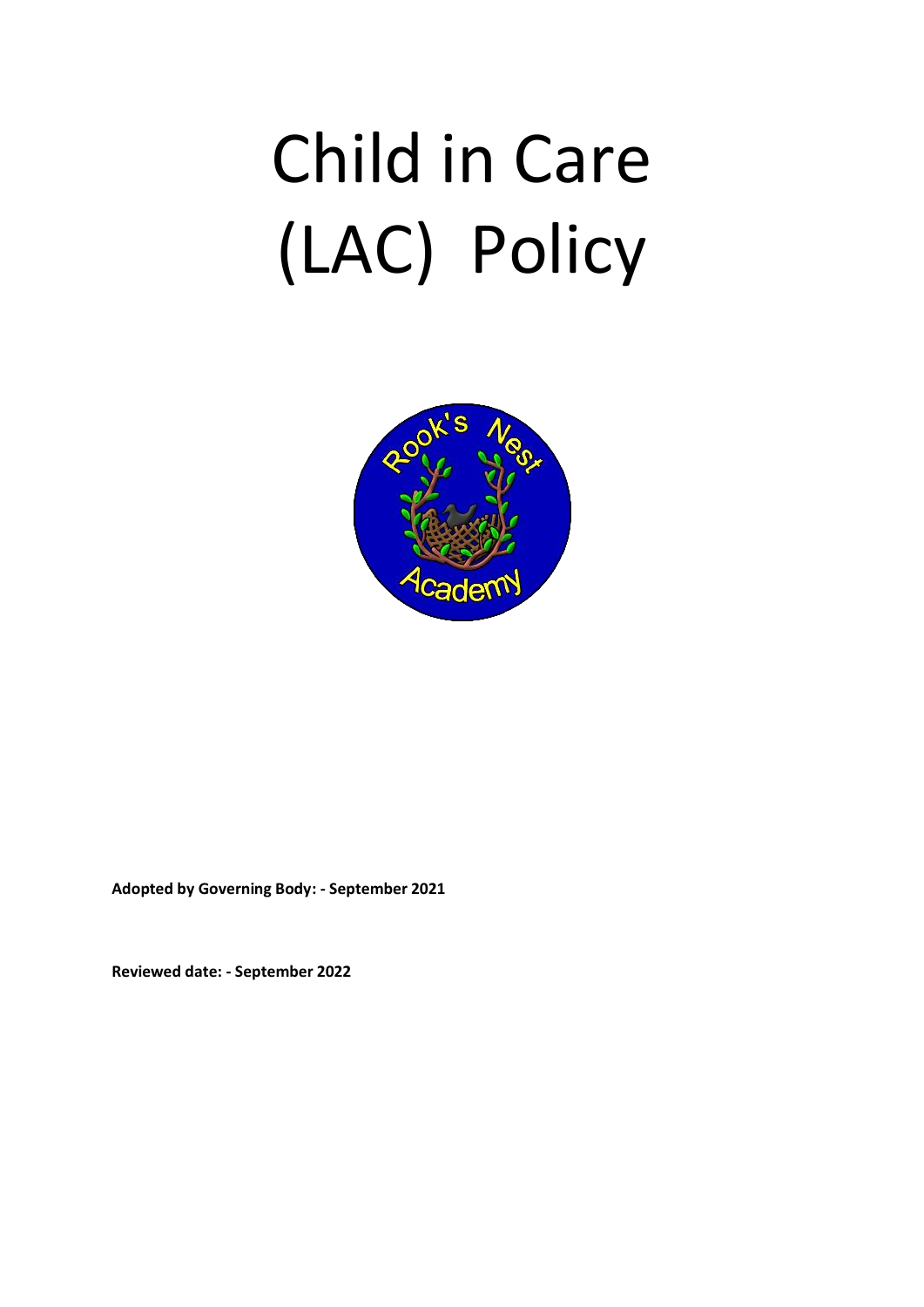# Child in Care (LAC) Policy

**Adopted by Governing Body: - September 2021**

**Reviewed date: - September 2022**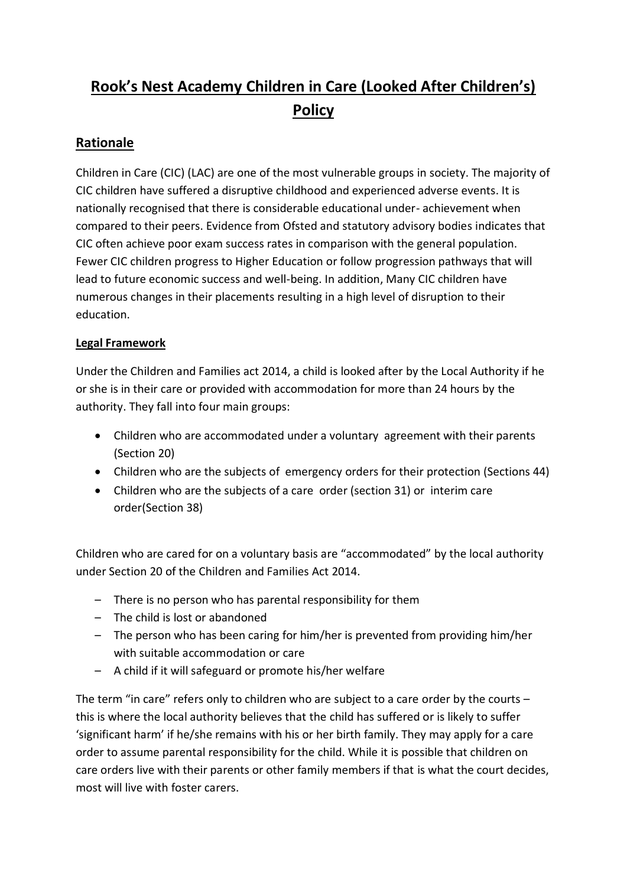# Rook's Nest Academy Children in Care (Looked After Children's) Policy

## Rationale

Children in Care (CIC) (LAC) are one of the most vulnerable groups in society. The majority of CIC children have suffered a disruptive childhood and experienced adverse events. It is nationally recognised that there is considerable educational under- achievement when compared to their peers. Evidence from Ofsted and statutory advisory bodies indicates that CIC often achieve poor exam success rates in comparison with the general population. Fewer CIC children progress to Higher Education or follow progression pathways that will lead to future economic success and well-being. In addition, Many CIC children have numerous changes in their placements resulting in a high level of disruption to their education.

### Legal Framework

Under the Children and Families act 2014, a child is looked after by the Local Authority if he or she is in their care or provided with accommodation for more than 24 hours by the authority. They fall into four main groups:

- Children who are accommodated under a voluntary agreement with their parents (Section 20)
- Children who are the subjects of emergency orders for their protection (Sections 44)
- Children who are the subjects of a care order (section 31) or interim care order(Section 38)

Children who are cared for on a voluntary basis are "accommodated" by the local authority under Section 20 of the Children and Families Act 2014.

- There is no person who has parental responsibility for them
- The child is lost or abandoned
- The person who has been caring for him/her is prevented from providing him/her with suitable accommodation or care
- A child if it will safeguard or promote his/her welfare

The term "in care" refers only to children who are subject to a care order by the courts – this is where the local authority believes that the child has suffered or is likely to suffer 'significant harm' if he/she remains with his or her birth family. They may apply for a care order to assume parental responsibility for the child. While it is possible that children on care orders live with their parents or other family members if that is what the court decides, most will live with foster carers.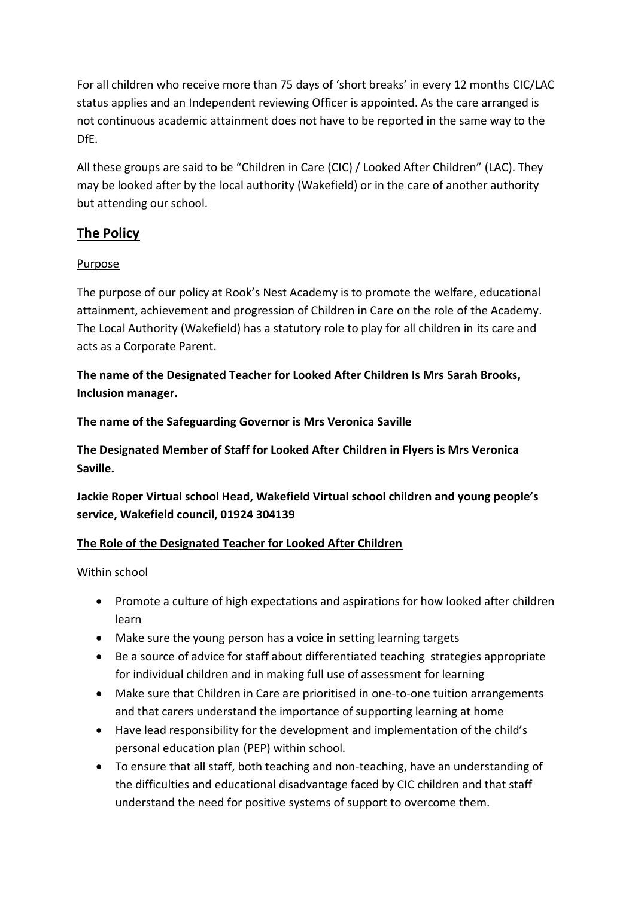For all children who receive more than 75 days of 'short breaks' in every 12 months CIC/LAC status applies and an Independent reviewing Officer is appointed. As the care arranged is not continuous academic attainment does not have to be reported in the same way to the DfE.

All these groups are said to be "Children in Care (CIC) / Looked After Children" (LAC). They may be looked after by the local authority (Wakefield) or in the care of another authority but attending our school.

## The Policy

Purpose

The purpose of our policy at Rook's Nest Academy is to promote the welfare, educational attainment, achievement and progression of Children in Care on the role of the Academy. The Local Authority (Wakefield) has a statutory role to play for all children in its care and acts as a Corporate Parent.

**The name of the Designated Teacher for Looked After Children Is Mrs Sarah Brooks, Inclusion manager.**

**The name of the Safeguarding Governor is Mrs Veronica Saville**

**The Designated Member of Staff for Looked After Children in Flyers is Mrs Veronica Saville.**

**Jackie Roper Virtual school Head, Wakefield Virtual school children and young people's service, Wakefield council, 01924 304139**

**The Role of the Designated Teacher for Looked After Children**

Within school

- Promote a culture of high expectations and aspirations for how looked after children learn
- Make sure the young person has a voice in setting learning targets
- Be a source of advice for staff about differentiated teaching strategies appropriate for individual children and in making full use of assessment for learning
- Make sure that Children in Care are prioritised in one-to-one tuition arrangements and that carers understand the importance of supporting learning at home
- Have lead responsibility for the development and implementation of the child's personal education plan (PEP) within school.
- To ensure that all staff, both teaching and non-teaching, have an understanding of the difficulties and educational disadvantage faced by CIC children and that staff understand the need for positive systems of support to overcome them.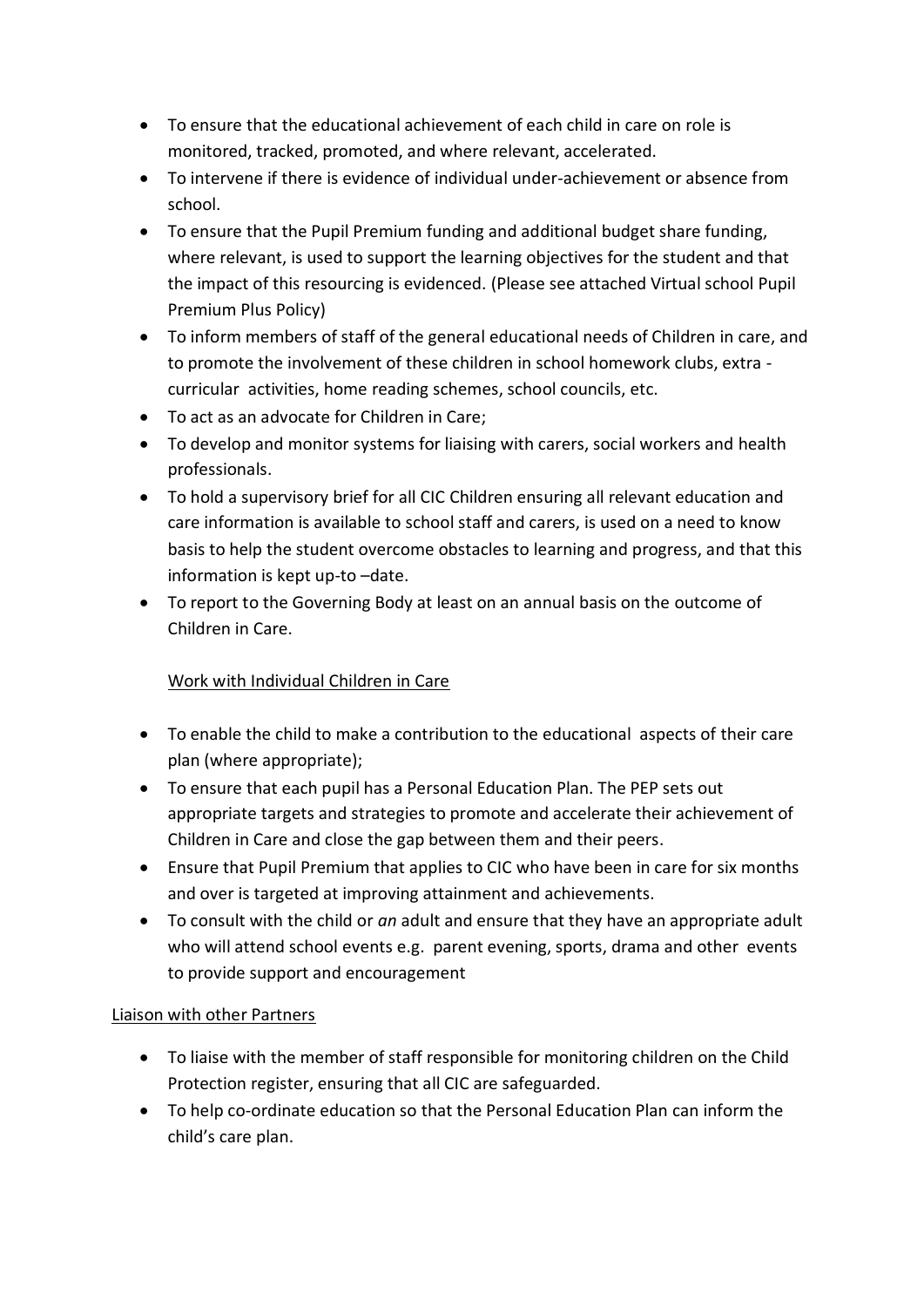- To ensure that the educational achievement of each child in care on role is monitored, tracked, promoted, and where relevant, accelerated.
- To intervene if there is evidence of individual under-achievement or absence from school.
- To ensure that the Pupil Premium funding and additional budget share funding, where relevant, is used to support the learning objectives for the student and that the impact of this resourcing is evidenced. (Please see attached Virtual school Pupil Premium Plus Policy)
- To inform members of staff of the general educational needs of Children in care, and to promote the involvement of these children in school homework clubs, extra - curricular activities, home reading schemes, school councils, etc.
- To act as an advocate for Children in Care;
- To develop and monitor systems for liaising with carers, social workers and health professionals.
- To hold a supervisory brief for all CIC Children ensuring all relevant education and care information is available to school staff and carers, is used on a need to know basis to help the student overcome obstacles to learning and progress, and that this information is kept up-to –date.
- To report to the Governing Body at least on an annual basis on the outcome of Children in Care.

<u>Work with Individual Children in Care</u>

- To enable the child to make a contribution to the educational aspects of their care plan (where appropriate);
- To ensure that each pupil has a Personal Education Plan. The PEP sets out appropriate targets and strategies to promote and accelerate their achievement of Children in Care and close the gap between them and their peers.
- Ensure that Pupil Premium that applies to CIC who have been in care for six months and over is targeted at improving attainment and achievements.
- To consult with the child or *an* adult and ensure that they have an appropriate adult who will attend school events e.g. parent evening, sports, drama and other events to provide support and encouragement

<u>Liaison with other Partners</u>

- To liaise with the member of staff responsible for monitoring children on the Child Protection register, ensuring that all CIC are safeguarded.
- To help co-ordinate education so that the Personal Education Plan can inform the child's care plan.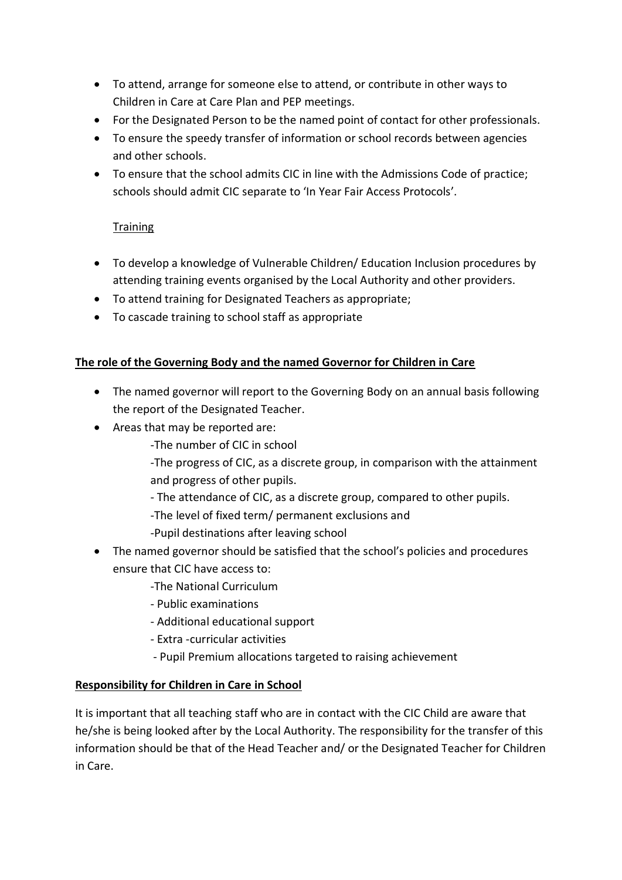- To attend, arrange for someone else to attend, or contribute in other ways to Children in Care at Care Plan and PEP meetings.
- For the Designated Person to be the named point of contact for other professionals.
- To ensure the speedy transfer of information or school records between agencies and other schools.
- To ensure that the school admits CIC in line with the Admissions Code of practice; schools should admit CIC separate to 'In Year Fair Access Protocols'.

<u>Training</u>

- To develop a knowledge of Vulnerable Children/ Education Inclusion procedures by attending training events organised by the Local Authority and other providers.
- To attend training for Designated Teachers as appropriate;
- To cascade training to school staff as appropriate

**<u>The role of the Governing Body and the named Governor for Children in Care</u>**

- The named governor will report to the Governing Body on an annual basis following the report of the Designated Teacher.
- Areas that may be reported are:
  - -The number of CIC in school
  - -The progress of CIC, as a discrete group, in comparison with the attainment and progress of other pupils.
  - - The attendance of CIC, as a discrete group, compared to other pupils.
  - -The level of fixed term/ permanent exclusions and
  - -Pupil destinations after leaving school
- The named governor should be satisfied that the school's policies and procedures ensure that CIC have access to:
  - -The National Curriculum
  - - Public examinations
  - - Additional educational support
  - - Extra -curricular activities
  - - Pupil Premium allocations targeted to raising achievement

**<u>Responsibility for Children in Care in School</u>**

It is important that all teaching staff who are in contact with the CIC Child are aware that he/she is being looked after by the Local Authority. The responsibility for the transfer of this information should be that of the Head Teacher and/ or the Designated Teacher for Children in Care.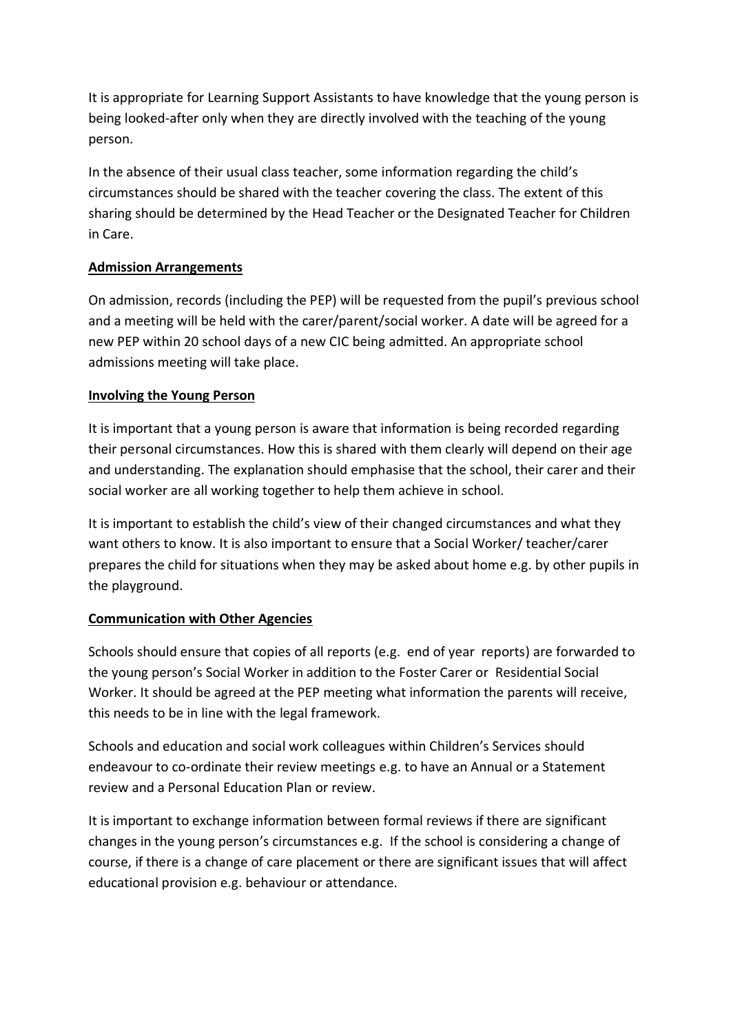It is appropriate for Learning Support Assistants to have knowledge that the young person is being looked-after only when they are directly involved with the teaching of the young person.

In the absence of their usual class teacher, some information regarding the child's circumstances should be shared with the teacher covering the class. The extent of this sharing should be determined by the Head Teacher or the Designated Teacher for Children in Care.

**Admission Arrangements**

On admission, records (including the PEP) will be requested from the pupil's previous school and a meeting will be held with the carer/parent/social worker. A date will be agreed for a new PEP within 20 school days of a new CIC being admitted. An appropriate school admissions meeting will take place.

**Involving the Young Person**

It is important that a young person is aware that information is being recorded regarding their personal circumstances. How this is shared with them clearly will depend on their age and understanding. The explanation should emphasise that the school, their carer and their social worker are all working together to help them achieve in school.

It is important to establish the child's view of their changed circumstances and what they want others to know. It is also important to ensure that a Social Worker/ teacher/carer prepares the child for situations when they may be asked about home e.g. by other pupils in the playground.

**Communication with Other Agencies**

Schools should ensure that copies of all reports (e.g. end of year reports) are forwarded to the young person's Social Worker in addition to the Foster Carer or Residential Social Worker. It should be agreed at the PEP meeting what information the parents will receive, this needs to be in line with the legal framework.

Schools and education and social work colleagues within Children's Services should endeavour to co-ordinate their review meetings e.g. to have an Annual or a Statement review and a Personal Education Plan or review.

It is important to exchange information between formal reviews if there are significant changes in the young person's circumstances e.g. If the school is considering a change of course, if there is a change of care placement or there are significant issues that will affect educational provision e.g. behaviour or attendance.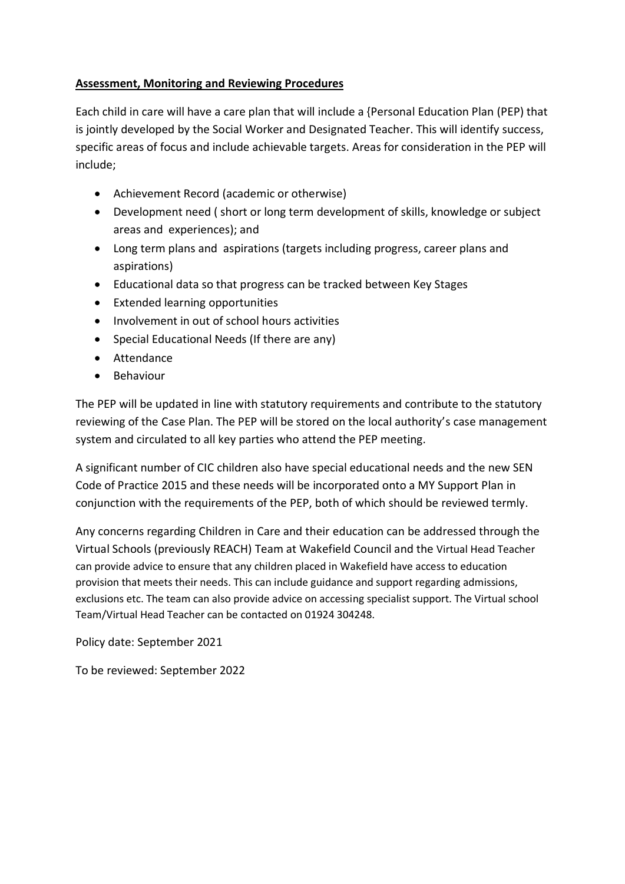**Assessment, Monitoring and Reviewing Procedures**

Each child in care will have a care plan that will include a {Personal Education Plan (PEP) that is jointly developed by the Social Worker and Designated Teacher. This will identify success, specific areas of focus and include achievable targets. Areas for consideration in the PEP will include;

- Achievement Record (academic or otherwise)
- Development need ( short or long term development of skills, knowledge or subject areas and experiences); and
- Long term plans and aspirations (targets including progress, career plans and aspirations)
- Educational data so that progress can be tracked between Key Stages
- Extended learning opportunities
- Involvement in out of school hours activities
- Special Educational Needs (If there are any)
- Attendance
- Behaviour

The PEP will be updated in line with statutory requirements and contribute to the statutory reviewing of the Case Plan. The PEP will be stored on the local authority's case management system and circulated to all key parties who attend the PEP meeting.

A significant number of CIC children also have special educational needs and the new SEN Code of Practice 2015 and these needs will be incorporated onto a MY Support Plan in conjunction with the requirements of the PEP, both of which should be reviewed termly.

Any concerns regarding Children in Care and their education can be addressed through the Virtual Schools (previously REACH) Team at Wakefield Council and the Virtual Head Teacher can provide advice to ensure that any children placed in Wakefield have access to education provision that meets their needs. This can include guidance and support regarding admissions, exclusions etc. The team can also provide advice on accessing specialist support. The Virtual school Team/Virtual Head Teacher can be contacted on 01924 304248.

Policy date: September 2021

To be reviewed: September 2022